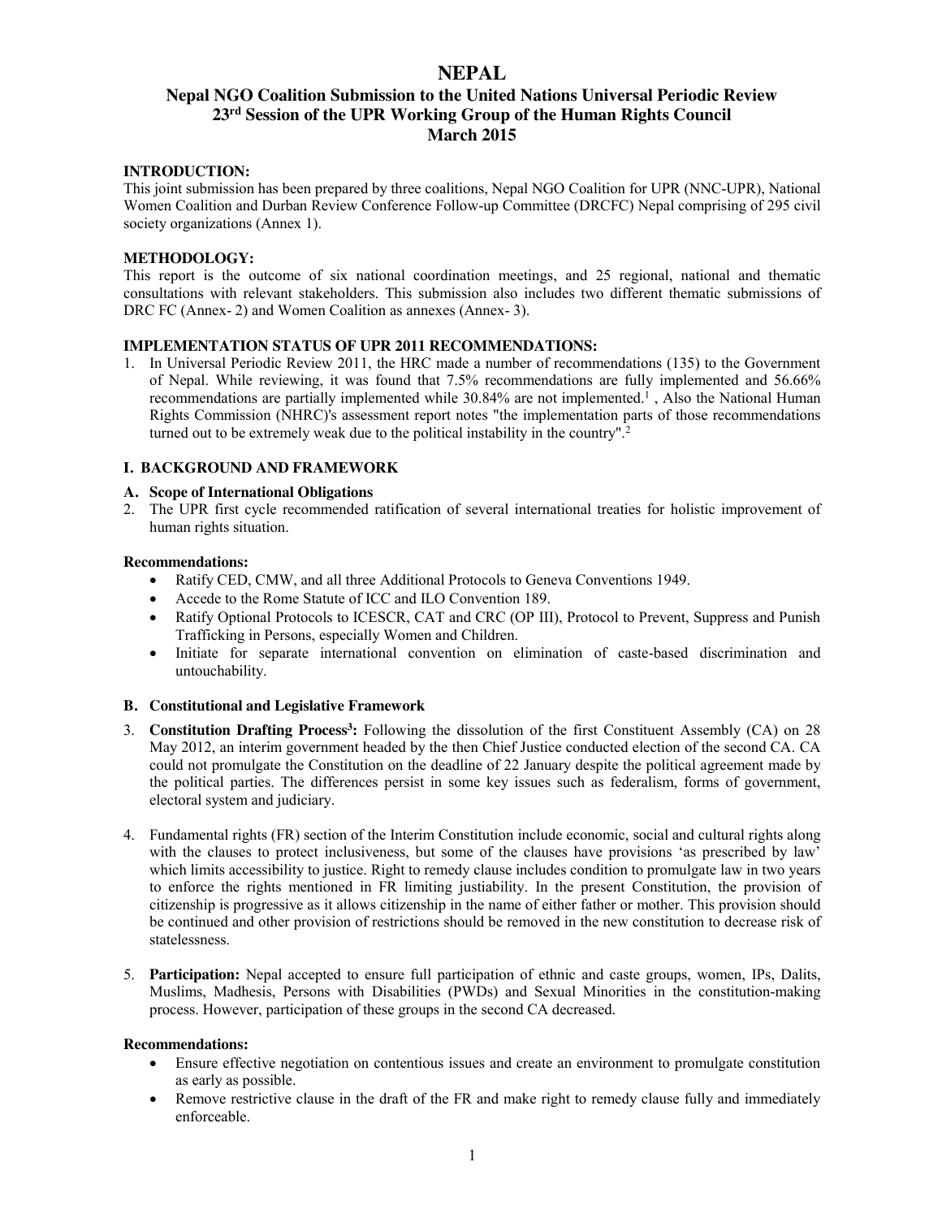# NEPAL

## Nepal NGO Coalition Submission to the United Nations Universal Periodic Review 23rd Session of the UPR Working Group of the Human Rights Council March 2015

### INTRODUCTION:

This joint submission has been prepared by three coalitions, Nepal NGO Coalition for UPR (NNC-UPR), National Women Coalition and Durban Review Conference Follow-up Committee (DRCFC) Nepal comprising of 295 civil society organizations (Annex 1).

### METHODOLOGY:

This report is the outcome of six national coordination meetings, and 25 regional, national and thematic consultations with relevant stakeholders. This submission also includes two different thematic submissions of DRC FC (Annex- 2) and Women Coalition as annexes (Annex- 3).

### IMPLEMENTATION STATUS OF UPR 2011 RECOMMENDATIONS:

1. In Universal Periodic Review 2011, the HRC made a number of recommendations (135) to the Government of Nepal. While reviewing, it was found that 7.5% recommendations are fully implemented and 56.66% recommendations are partially implemented while 30.84% are not implemented.[1] , Also the National Human Rights Commission (NHRC)'s assessment report notes "the implementation parts of those recommendations turned out to be extremely weak due to the political instability in the country".[2]

### I. BACKGROUND AND FRAMEWORK

#### A. Scope of International Obligations

2. The UPR first cycle recommended ratification of several international treaties for holistic improvement of human rights situation.

**Recommendations:**

- Ratify CED, CMW, and all three Additional Protocols to Geneva Conventions 1949.
- Accede to the Rome Statute of ICC and ILO Convention 189.
- Ratify Optional Protocols to ICESCR, CAT and CRC (OP III), Protocol to Prevent, Suppress and Punish Trafficking in Persons, especially Women and Children.
- Initiate for separate international convention on elimination of caste-based discrimination and untouchability.

#### B. Constitutional and Legislative Framework

3. **Constitution Drafting Process[3]:** Following the dissolution of the first Constituent Assembly (CA) on 28 May 2012, an interim government headed by the then Chief Justice conducted election of the second CA. CA could not promulgate the Constitution on the deadline of 22 January despite the political agreement made by the political parties. The differences persist in some key issues such as federalism, forms of government, electoral system and judiciary.

4. Fundamental rights (FR) section of the Interim Constitution include economic, social and cultural rights along with the clauses to protect inclusiveness, but some of the clauses have provisions 'as prescribed by law' which limits accessibility to justice. Right to remedy clause includes condition to promulgate law in two years to enforce the rights mentioned in FR limiting justiability. In the present Constitution, the provision of citizenship is progressive as it allows citizenship in the name of either father or mother. This provision should be continued and other provision of restrictions should be removed in the new constitution to decrease risk of statelessness.

5. **Participation:** Nepal accepted to ensure full participation of ethnic and caste groups, women, IPs, Dalits, Muslims, Madhesis, Persons with Disabilities (PWDs) and Sexual Minorities in the constitution-making process. However, participation of these groups in the second CA decreased.

**Recommendations:**

- Ensure effective negotiation on contentious issues and create an environment to promulgate constitution as early as possible.
- Remove restrictive clause in the draft of the FR and make right to remedy clause fully and immediately enforceable.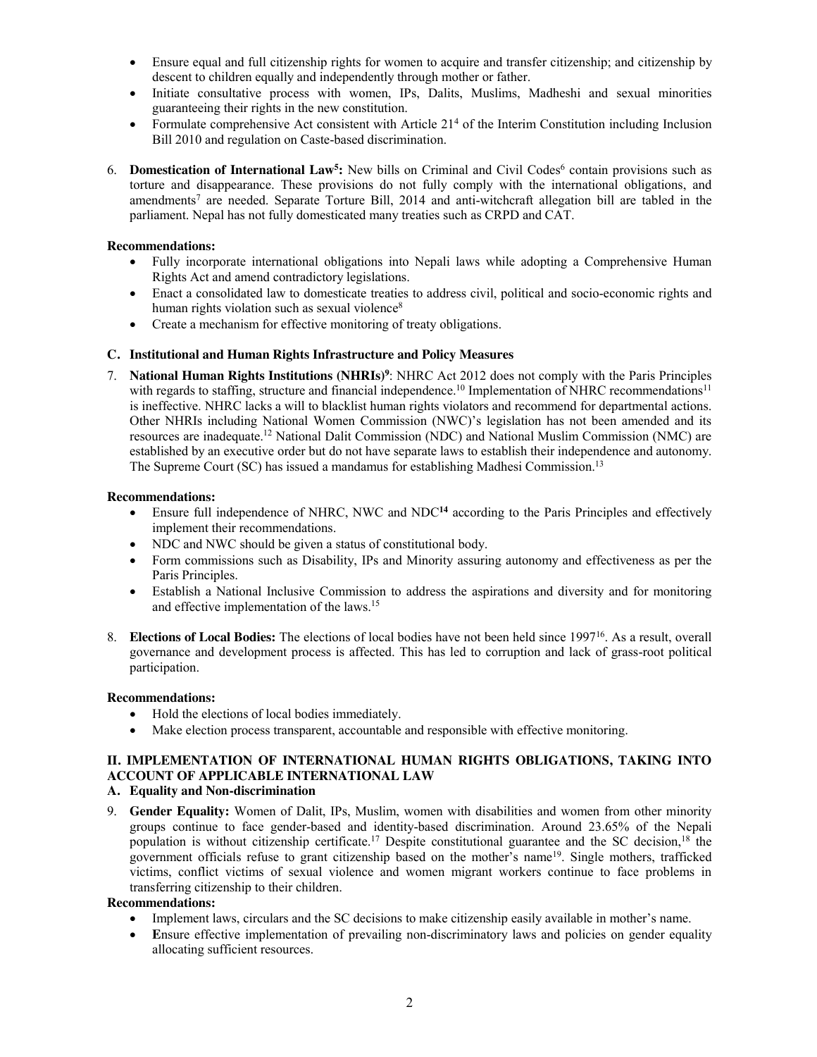- Ensure equal and full citizenship rights for women to acquire and transfer citizenship; and citizenship by descent to children equally and independently through mother or father.
- Initiate consultative process with women, IPs, Dalits, Muslims, Madheshi and sexual minorities guaranteeing their rights in the new constitution.
- Formulate comprehensive Act consistent with Article 21[4] of the Interim Constitution including Inclusion Bill 2010 and regulation on Caste-based discrimination.

6. **Domestication of International Law[5]:** New bills on Criminal and Civil Codes[6] contain provisions such as torture and disappearance. These provisions do not fully comply with the international obligations, and amendments[7] are needed. Separate Torture Bill, 2014 and anti-witchcraft allegation bill are tabled in the parliament. Nepal has not fully domesticated many treaties such as CRPD and CAT.

**Recommendations:**

- Fully incorporate international obligations into Nepali laws while adopting a Comprehensive Human Rights Act and amend contradictory legislations.
- Enact a consolidated law to domesticate treaties to address civil, political and socio-economic rights and human rights violation such as sexual violence[8]
- Create a mechanism for effective monitoring of treaty obligations.

### C. Institutional and Human Rights Infrastructure and Policy Measures

7. **National Human Rights Institutions (NHRIs)[9]**: NHRC Act 2012 does not comply with the Paris Principles with regards to staffing, structure and financial independence.[10] Implementation of NHRC recommendations[11] is ineffective. NHRC lacks a will to blacklist human rights violators and recommend for departmental actions. Other NHRIs including National Women Commission (NWC)'s legislation has not been amended and its resources are inadequate.[12] National Dalit Commission (NDC) and National Muslim Commission (NMC) are established by an executive order but do not have separate laws to establish their independence and autonomy. The Supreme Court (SC) has issued a mandamus for establishing Madhesi Commission.[13]

**Recommendations:**

- Ensure full independence of NHRC, NWC and NDC[14] according to the Paris Principles and effectively implement their recommendations.
- NDC and NWC should be given a status of constitutional body.
- Form commissions such as Disability, IPs and Minority assuring autonomy and effectiveness as per the Paris Principles.
- Establish a National Inclusive Commission to address the aspirations and diversity and for monitoring and effective implementation of the laws.[15]

8. **Elections of Local Bodies:** The elections of local bodies have not been held since 1997[16]. As a result, overall governance and development process is affected. This has led to corruption and lack of grass-root political participation.

**Recommendations:**

- Hold the elections of local bodies immediately.
- Make election process transparent, accountable and responsible with effective monitoring.

## II. IMPLEMENTATION OF INTERNATIONAL HUMAN RIGHTS OBLIGATIONS, TAKING INTO ACCOUNT OF APPLICABLE INTERNATIONAL LAW

### A. Equality and Non-discrimination

9. **Gender Equality:** Women of Dalit, IPs, Muslim, women with disabilities and women from other minority groups continue to face gender-based and identity-based discrimination. Around 23.65% of the Nepali population is without citizenship certificate.[17] Despite constitutional guarantee and the SC decision,[18] the government officials refuse to grant citizenship based on the mother's name[19]. Single mothers, trafficked victims, conflict victims of sexual violence and women migrant workers continue to face problems in transferring citizenship to their children.

**Recommendations:**

- Implement laws, circulars and the SC decisions to make citizenship easily available in mother's name.
- **E**nsure effective implementation of prevailing non-discriminatory laws and policies on gender equality allocating sufficient resources.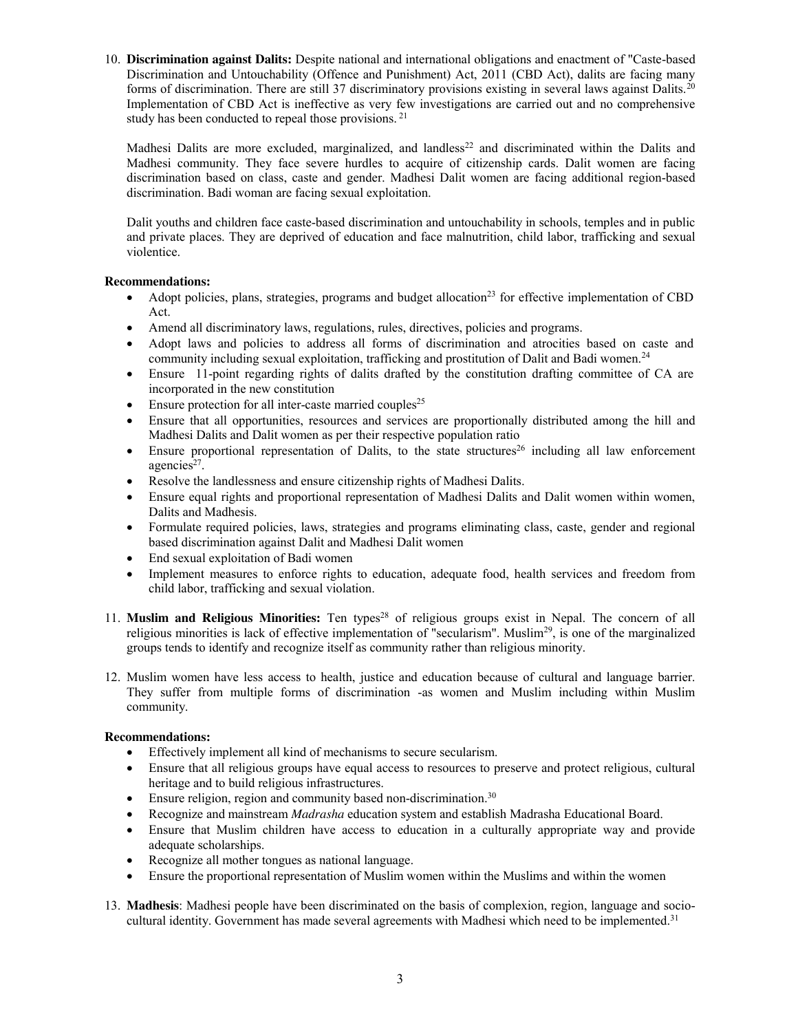10. **Discrimination against Dalits:** Despite national and international obligations and enactment of "Caste-based Discrimination and Untouchability (Offence and Punishment) Act, 2011 (CBD Act), dalits are facing many forms of discrimination. There are still 37 discriminatory provisions existing in several laws against Dalits.[20] Implementation of CBD Act is ineffective as very few investigations are carried out and no comprehensive study has been conducted to repeal those provisions. [21]

    Madhesi Dalits are more excluded, marginalized, and landless[22] and discriminated within the Dalits and Madhesi community. They face severe hurdles to acquire of citizenship cards. Dalit women are facing discrimination based on class, caste and gender. Madhesi Dalit women are facing additional region-based discrimination. Badi woman are facing sexual exploitation.

    Dalit youths and children face caste-based discrimination and untouchability in schools, temples and in public and private places. They are deprived of education and face malnutrition, child labor, trafficking and sexual violentice.

**Recommendations:**

- Adopt policies, plans, strategies, programs and budget allocation[23] for effective implementation of CBD Act.
- Amend all discriminatory laws, regulations, rules, directives, policies and programs.
- Adopt laws and policies to address all forms of discrimination and atrocities based on caste and community including sexual exploitation, trafficking and prostitution of Dalit and Badi women.[24]
- Ensure 11-point regarding rights of dalits drafted by the constitution drafting committee of CA are incorporated in the new constitution
- Ensure protection for all inter-caste married couples[25]
- Ensure that all opportunities, resources and services are proportionally distributed among the hill and Madhesi Dalits and Dalit women as per their respective population ratio
- Ensure proportional representation of Dalits, to the state structures[26] including all law enforcement agencies[27].
- Resolve the landlessness and ensure citizenship rights of Madhesi Dalits.
- Ensure equal rights and proportional representation of Madhesi Dalits and Dalit women within women, Dalits and Madhesis.
- Formulate required policies, laws, strategies and programs eliminating class, caste, gender and regional based discrimination against Dalit and Madhesi Dalit women
- End sexual exploitation of Badi women
- Implement measures to enforce rights to education, adequate food, health services and freedom from child labor, trafficking and sexual violation.

11. **Muslim and Religious Minorities:** Ten types[28] of religious groups exist in Nepal. The concern of all religious minorities is lack of effective implementation of "secularism". Muslim[29], is one of the marginalized groups tends to identify and recognize itself as community rather than religious minority.

12. Muslim women have less access to health, justice and education because of cultural and language barrier. They suffer from multiple forms of discrimination -as women and Muslim including within Muslim community.

**Recommendations:**

- Effectively implement all kind of mechanisms to secure secularism.
- Ensure that all religious groups have equal access to resources to preserve and protect religious, cultural heritage and to build religious infrastructures.
- Ensure religion, region and community based non-discrimination.[30]
- Recognize and mainstream *Madrasha* education system and establish Madrasha Educational Board.
- Ensure that Muslim children have access to education in a culturally appropriate way and provide adequate scholarships.
- Recognize all mother tongues as national language.
- Ensure the proportional representation of Muslim women within the Muslims and within the women

13. **Madhesis**: Madhesi people have been discriminated on the basis of complexion, region, language and socio-cultural identity. Government has made several agreements with Madhesi which need to be implemented.[31]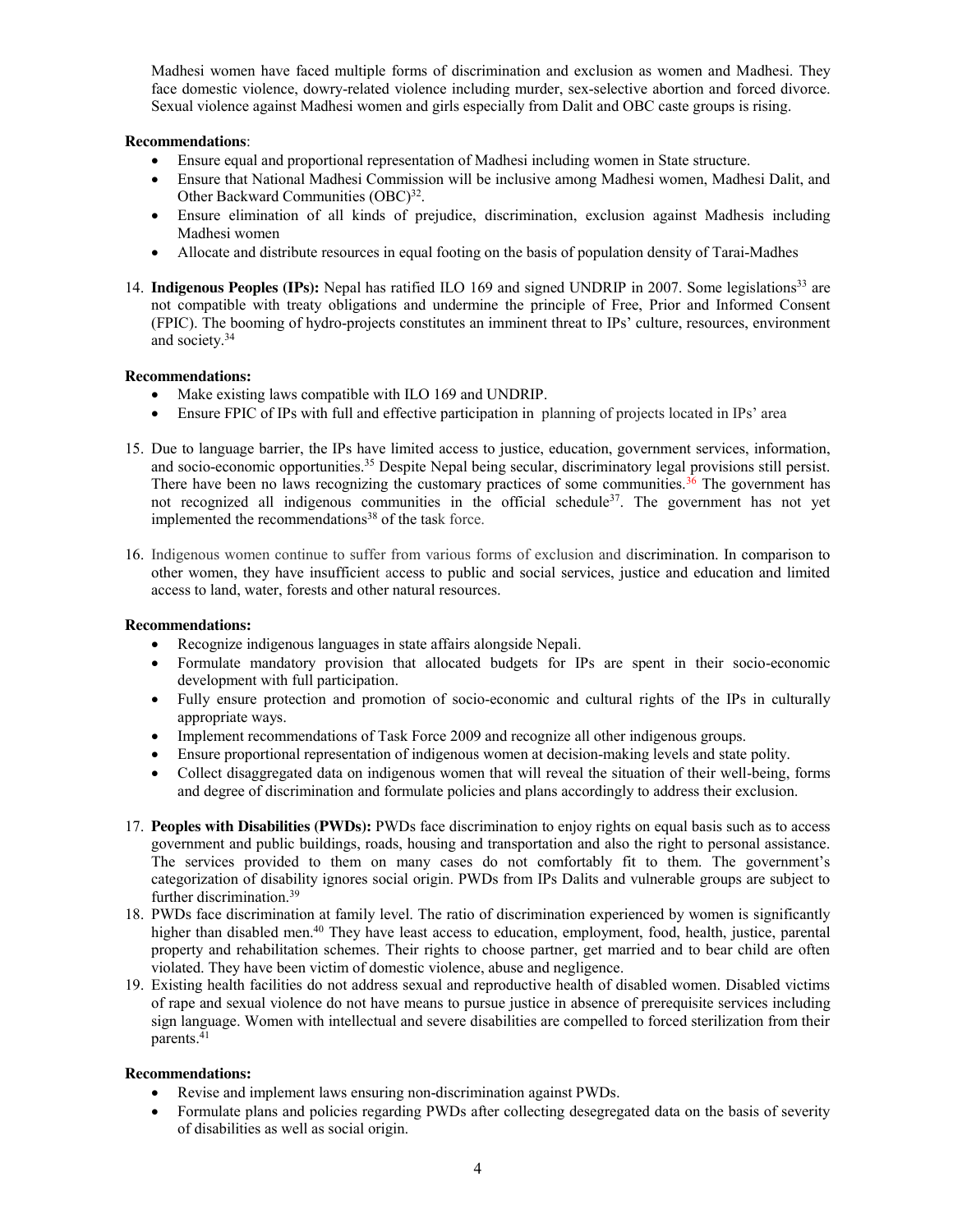Madhesi women have faced multiple forms of discrimination and exclusion as women and Madhesi. They face domestic violence, dowry-related violence including murder, sex-selective abortion and forced divorce. Sexual violence against Madhesi women and girls especially from Dalit and OBC caste groups is rising.

**Recommendations**:

- Ensure equal and proportional representation of Madhesi including women in State structure.
- Ensure that National Madhesi Commission will be inclusive among Madhesi women, Madhesi Dalit, and Other Backward Communities (OBC)[32].
- Ensure elimination of all kinds of prejudice, discrimination, exclusion against Madhesis including Madhesi women
- Allocate and distribute resources in equal footing on the basis of population density of Tarai-Madhes

14. **Indigenous Peoples (IPs):** Nepal has ratified ILO 169 and signed UNDRIP in 2007. Some legislations[33] are not compatible with treaty obligations and undermine the principle of Free, Prior and Informed Consent (FPIC). The booming of hydro-projects constitutes an imminent threat to IPs' culture, resources, environment and society.[34]

**Recommendations:**

- Make existing laws compatible with ILO 169 and UNDRIP.
- Ensure FPIC of IPs with full and effective participation in planning of projects located in IPs' area

15. Due to language barrier, the IPs have limited access to justice, education, government services, information, and socio-economic opportunities.[35] Despite Nepal being secular, discriminatory legal provisions still persist. There have been no laws recognizing the customary practices of some communities.[36] The government has not recognized all indigenous communities in the official schedule[37]. The government has not yet implemented the recommendations[38] of the task force.

16. Indigenous women continue to suffer from various forms of exclusion and discrimination. In comparison to other women, they have insufficient access to public and social services, justice and education and limited access to land, water, forests and other natural resources.

**Recommendations:**

- Recognize indigenous languages in state affairs alongside Nepali.
- Formulate mandatory provision that allocated budgets for IPs are spent in their socio-economic development with full participation.
- Fully ensure protection and promotion of socio-economic and cultural rights of the IPs in culturally appropriate ways.
- Implement recommendations of Task Force 2009 and recognize all other indigenous groups.
- Ensure proportional representation of indigenous women at decision-making levels and state polity.
- Collect disaggregated data on indigenous women that will reveal the situation of their well-being, forms and degree of discrimination and formulate policies and plans accordingly to address their exclusion.

17. **Peoples with Disabilities (PWDs):** PWDs face discrimination to enjoy rights on equal basis such as to access government and public buildings, roads, housing and transportation and also the right to personal assistance. The services provided to them on many cases do not comfortably fit to them. The government's categorization of disability ignores social origin. PWDs from IPs Dalits and vulnerable groups are subject to further discrimination.[39]
18. PWDs face discrimination at family level. The ratio of discrimination experienced by women is significantly higher than disabled men.[40] They have least access to education, employment, food, health, justice, parental property and rehabilitation schemes. Their rights to choose partner, get married and to bear child are often violated. They have been victim of domestic violence, abuse and negligence.
19. Existing health facilities do not address sexual and reproductive health of disabled women. Disabled victims of rape and sexual violence do not have means to pursue justice in absence of prerequisite services including sign language. Women with intellectual and severe disabilities are compelled to forced sterilization from their parents.[41]

**Recommendations:**

- Revise and implement laws ensuring non-discrimination against PWDs.
- Formulate plans and policies regarding PWDs after collecting desegregated data on the basis of severity of disabilities as well as social origin.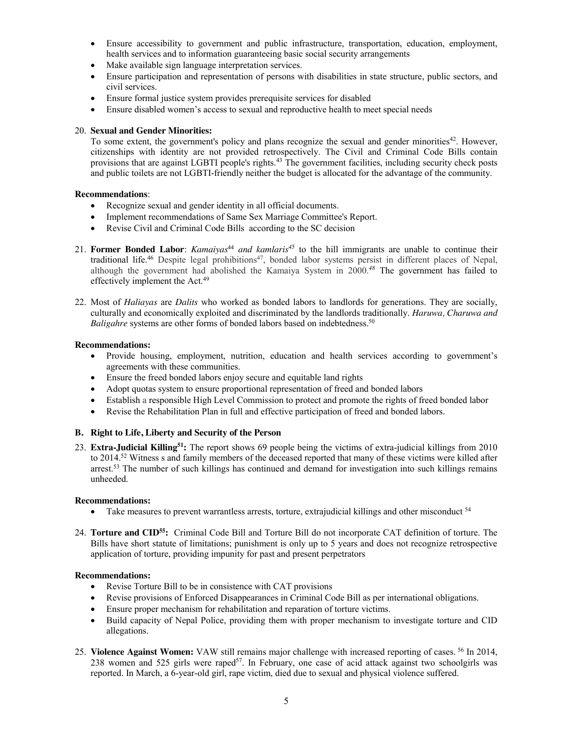- Ensure accessibility to government and public infrastructure, transportation, education, employment, health services and to information guaranteeing basic social security arrangements
- Make available sign language interpretation services.
- Ensure participation and representation of persons with disabilities in state structure, public sectors, and civil services.
- Ensure formal justice system provides prerequisite services for disabled
- Ensure disabled women's access to sexual and reproductive health to meet special needs

20. **Sexual and Gender Minorities:**
    To some extent, the government's policy and plans recognize the sexual and gender minorities[42]. However, citizenships with identity are not provided retrospectively. The Civil and Criminal Code Bills contain provisions that are against LGBTI people's rights.[43] The government facilities, including security check posts and public toilets are not LGBTI-friendly neither the budget is allocated for the advantage of the community.

**Recommendations**:

- Recognize sexual and gender identity in all official documents.
- Implement recommendations of Same Sex Marriage Committee's Report.
- Revise Civil and Criminal Code Bills according to the SC decision

21. **Former Bonded Labor**: *Kamaiyas*[44] *and kamlaris*[45] to the hill immigrants are unable to continue their traditional life.[46] Despite legal prohibitions[47], bonded labor systems persist in different places of Nepal, although the government had abolished the Kamaiya System in 2000.[48] The government has failed to effectively implement the Act.[49]

22. Most of *Haliayas* are *Dalits* who worked as bonded labors to landlords for generations. They are socially, culturally and economically exploited and discriminated by the landlords traditionally. *Haruwa, Charuwa and Baligahre* systems are other forms of bonded labors based on indebtedness.[50]

**Recommendations:**

- Provide housing, employment, nutrition, education and health services according to government's agreements with these communities.
- Ensure the freed bonded labors enjoy secure and equitable land rights
- Adopt quotas system to ensure proportional representation of freed and bonded labors
- Establish a responsible High Level Commission to protect and promote the rights of freed bonded labor
- Revise the Rehabilitation Plan in full and effective participation of freed and bonded labors.

## B. Right to Life, Liberty and Security of the Person

23. **Extra-Judicial Killing[51]:** The report shows 69 people being the victims of extra-judicial killings from 2010 to 2014.[52] Witness s and family members of the deceased reported that many of these victims were killed after arrest.[53] The number of such killings has continued and demand for investigation into such killings remains unheeded.

**Recommendations:**

- Take measures to prevent warrantless arrests, torture, extrajudicial killings and other misconduct [54]

24. **Torture and CID[55]:** Criminal Code Bill and Torture Bill do not incorporate CAT definition of torture. The Bills have short statute of limitations; punishment is only up to 5 years and does not recognize retrospective application of torture, providing impunity for past and present perpetrators

**Recommendations:**

- Revise Torture Bill to be in consistence with CAT provisions
- Revise provisions of Enforced Disappearances in Criminal Code Bill as per international obligations.
- Ensure proper mechanism for rehabilitation and reparation of torture victims.
- Build capacity of Nepal Police, providing them with proper mechanism to investigate torture and CID allegations.

25. **Violence Against Women:** VAW still remains major challenge with increased reporting of cases. [56] In 2014, 238 women and 525 girls were raped[57]. In February, one case of acid attack against two schoolgirls was reported. In March, a 6-year-old girl, rape victim, died due to sexual and physical violence suffered.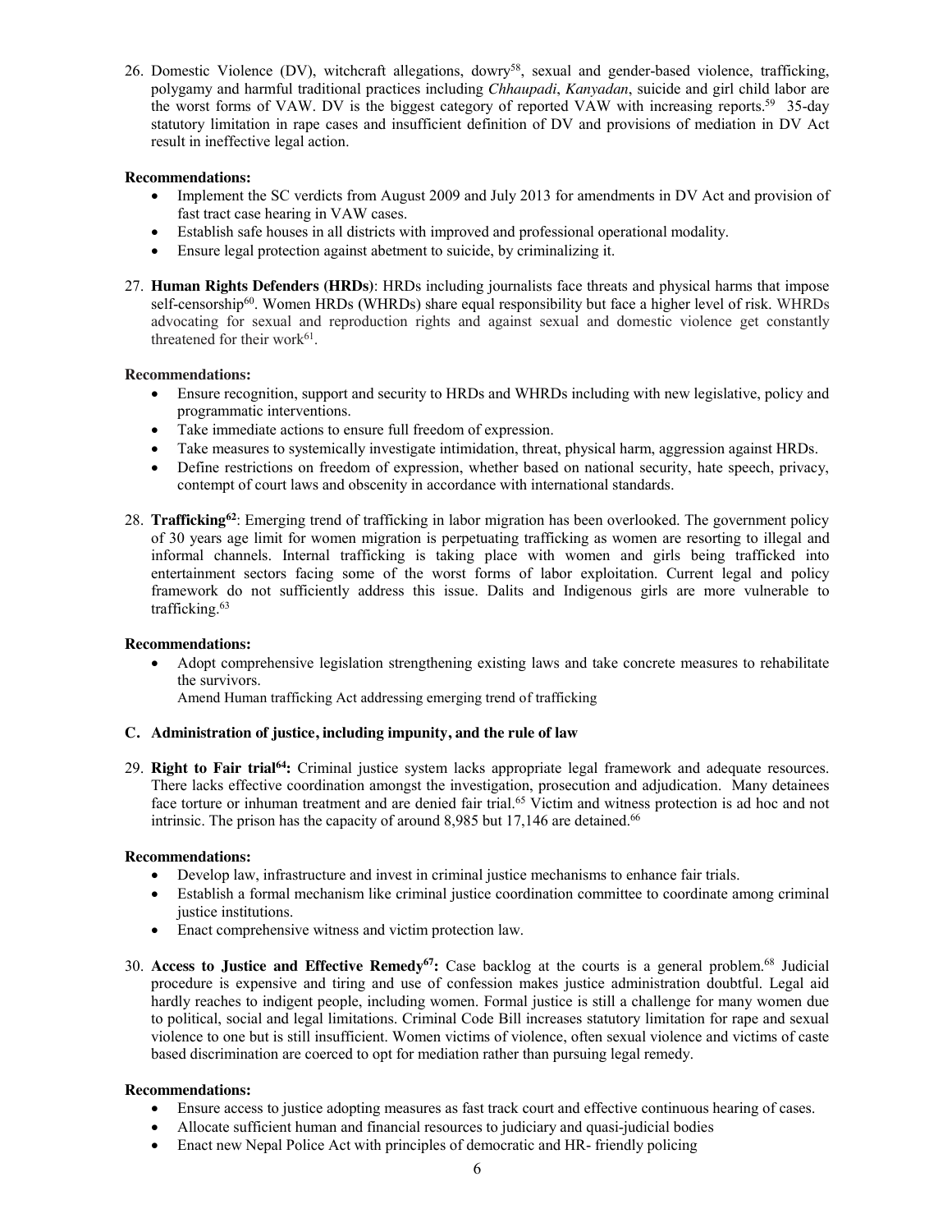26. Domestic Violence (DV), witchcraft allegations, dowry[58], sexual and gender-based violence, trafficking, polygamy and harmful traditional practices including *Chhaupadi*, *Kanyadan*, suicide and girl child labor are the worst forms of VAW. DV is the biggest category of reported VAW with increasing reports.[59] 35-day statutory limitation in rape cases and insufficient definition of DV and provisions of mediation in DV Act result in ineffective legal action.

**Recommendations:**

- Implement the SC verdicts from August 2009 and July 2013 for amendments in DV Act and provision of fast tract case hearing in VAW cases.
- Establish safe houses in all districts with improved and professional operational modality.
- Ensure legal protection against abetment to suicide, by criminalizing it.

27. **Human Rights Defenders (HRDs)**: HRDs including journalists face threats and physical harms that impose self-censorship[60]. Women HRDs (WHRDs) share equal responsibility but face a higher level of risk. WHRDs advocating for sexual and reproduction rights and against sexual and domestic violence get constantly threatened for their work[61].

**Recommendations:**

- Ensure recognition, support and security to HRDs and WHRDs including with new legislative, policy and programmatic interventions.
- Take immediate actions to ensure full freedom of expression.
- Take measures to systemically investigate intimidation, threat, physical harm, aggression against HRDs.
- Define restrictions on freedom of expression, whether based on national security, hate speech, privacy, contempt of court laws and obscenity in accordance with international standards.

28. **Trafficking[62]**: Emerging trend of trafficking in labor migration has been overlooked. The government policy of 30 years age limit for women migration is perpetuating trafficking as women are resorting to illegal and informal channels. Internal trafficking is taking place with women and girls being trafficked into entertainment sectors facing some of the worst forms of labor exploitation. Current legal and policy framework do not sufficiently address this issue. Dalits and Indigenous girls are more vulnerable to trafficking.[63]

**Recommendations:**

- Adopt comprehensive legislation strengthening existing laws and take concrete measures to rehabilitate the survivors.
  Amend Human trafficking Act addressing emerging trend of trafficking

### C. Administration of justice, including impunity, and the rule of law

29. **Right to Fair trial[64]:** Criminal justice system lacks appropriate legal framework and adequate resources. There lacks effective coordination amongst the investigation, prosecution and adjudication. Many detainees face torture or inhuman treatment and are denied fair trial.[65] Victim and witness protection is ad hoc and not intrinsic. The prison has the capacity of around 8,985 but 17,146 are detained.[66]

**Recommendations:**

- Develop law, infrastructure and invest in criminal justice mechanisms to enhance fair trials.
- Establish a formal mechanism like criminal justice coordination committee to coordinate among criminal justice institutions.
- Enact comprehensive witness and victim protection law.

30. **Access to Justice and Effective Remedy[67]:** Case backlog at the courts is a general problem.[68] Judicial procedure is expensive and tiring and use of confession makes justice administration doubtful. Legal aid hardly reaches to indigent people, including women. Formal justice is still a challenge for many women due to political, social and legal limitations. Criminal Code Bill increases statutory limitation for rape and sexual violence to one but is still insufficient. Women victims of violence, often sexual violence and victims of caste based discrimination are coerced to opt for mediation rather than pursuing legal remedy.

**Recommendations:**

- Ensure access to justice adopting measures as fast track court and effective continuous hearing of cases.
- Allocate sufficient human and financial resources to judiciary and quasi-judicial bodies
- Enact new Nepal Police Act with principles of democratic and HR- friendly policing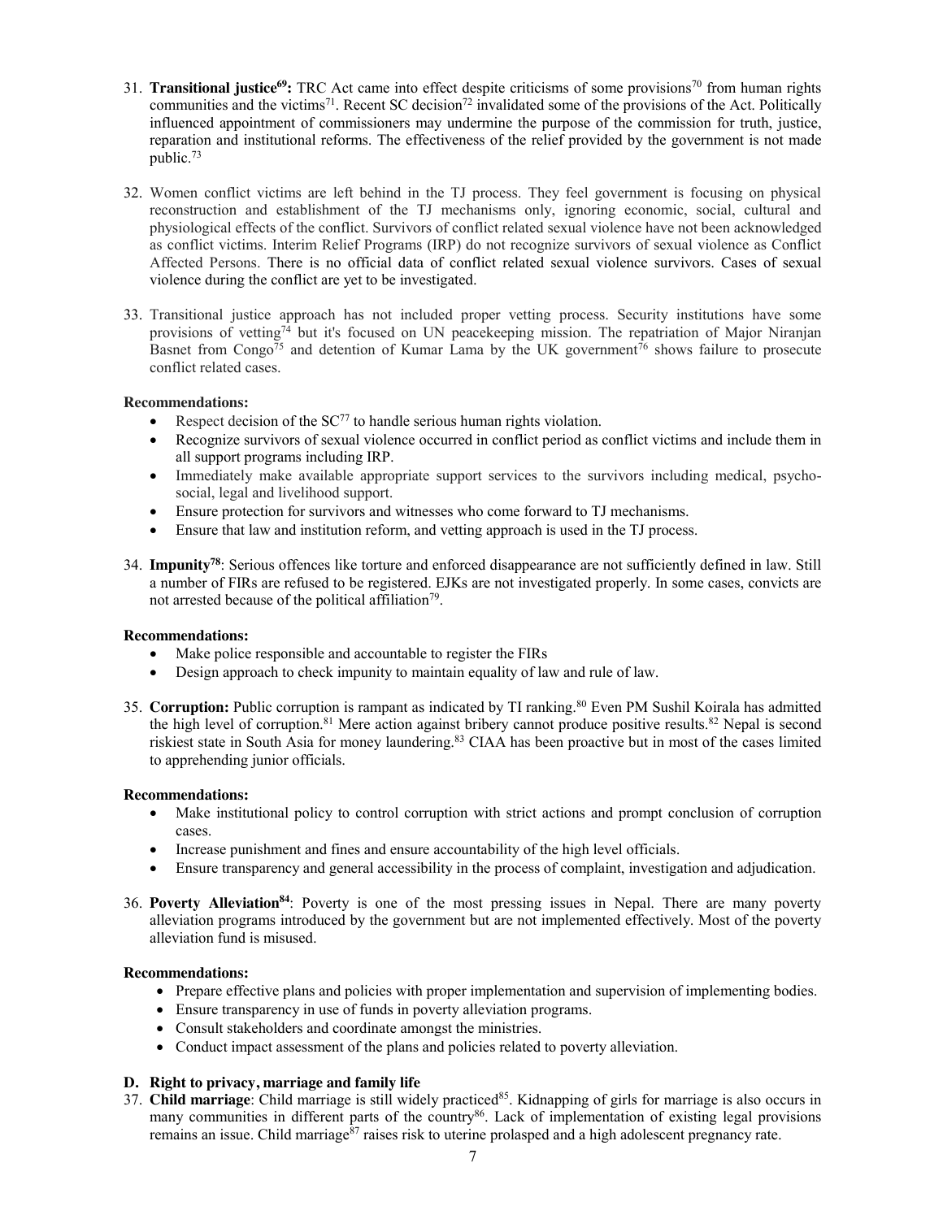31. **Transitional justice[69]:** TRC Act came into effect despite criticisms of some provisions[70] from human rights communities and the victims[71]. Recent SC decision[72] invalidated some of the provisions of the Act. Politically influenced appointment of commissioners may undermine the purpose of the commission for truth, justice, reparation and institutional reforms. The effectiveness of the relief provided by the government is not made public.[73]

32. Women conflict victims are left behind in the TJ process. They feel government is focusing on physical reconstruction and establishment of the TJ mechanisms only, ignoring economic, social, cultural and physiological effects of the conflict. Survivors of conflict related sexual violence have not been acknowledged as conflict victims. Interim Relief Programs (IRP) do not recognize survivors of sexual violence as Conflict Affected Persons. There is no official data of conflict related sexual violence survivors. Cases of sexual violence during the conflict are yet to be investigated.

33. Transitional justice approach has not included proper vetting process. Security institutions have some provisions of vetting[74] but it's focused on UN peacekeeping mission. The repatriation of Major Niranjan Basnet from Congo[75] and detention of Kumar Lama by the UK government[76] shows failure to prosecute conflict related cases.

**Recommendations:**

- Respect decision of the SC[77] to handle serious human rights violation.
- Recognize survivors of sexual violence occurred in conflict period as conflict victims and include them in all support programs including IRP.
- Immediately make available appropriate support services to the survivors including medical, psycho-social, legal and livelihood support.
- Ensure protection for survivors and witnesses who come forward to TJ mechanisms.
- Ensure that law and institution reform, and vetting approach is used in the TJ process.

34. **Impunity[78]**: Serious offences like torture and enforced disappearance are not sufficiently defined in law. Still a number of FIRs are refused to be registered. EJKs are not investigated properly. In some cases, convicts are not arrested because of the political affiliation[79].

**Recommendations:**

- Make police responsible and accountable to register the FIRs
- Design approach to check impunity to maintain equality of law and rule of law.

35. **Corruption:** Public corruption is rampant as indicated by TI ranking.[80] Even PM Sushil Koirala has admitted the high level of corruption.[81] Mere action against bribery cannot produce positive results.[82] Nepal is second riskiest state in South Asia for money laundering.[83] CIAA has been proactive but in most of the cases limited to apprehending junior officials.

**Recommendations:**

- Make institutional policy to control corruption with strict actions and prompt conclusion of corruption cases.
- Increase punishment and fines and ensure accountability of the high level officials.
- Ensure transparency and general accessibility in the process of complaint, investigation and adjudication.

36. **Poverty Alleviation[84]**: Poverty is one of the most pressing issues in Nepal. There are many poverty alleviation programs introduced by the government but are not implemented effectively. Most of the poverty alleviation fund is misused.

**Recommendations:**

- Prepare effective plans and policies with proper implementation and supervision of implementing bodies.
- Ensure transparency in use of funds in poverty alleviation programs.
- Consult stakeholders and coordinate amongst the ministries.
- Conduct impact assessment of the plans and policies related to poverty alleviation.

## D. Right to privacy, marriage and family life

37. **Child marriage**: Child marriage is still widely practiced[85]. Kidnapping of girls for marriage is also occurs in many communities in different parts of the country[86]. Lack of implementation of existing legal provisions remains an issue. Child marriage[87] raises risk to uterine prolasped and a high adolescent pregnancy rate.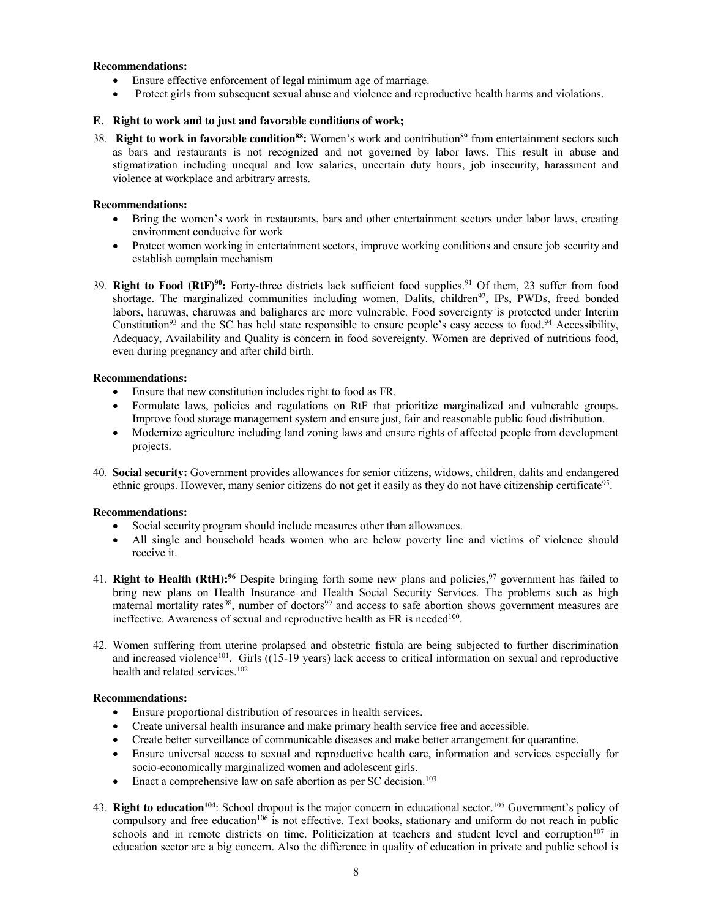**Recommendations:**

- Ensure effective enforcement of legal minimum age of marriage.
- Protect girls from subsequent sexual abuse and violence and reproductive health harms and violations.

**E. Right to work and to just and favorable conditions of work;**

38. **Right to work in favorable condition[88]:** Women's work and contribution[89] from entertainment sectors such as bars and restaurants is not recognized and not governed by labor laws. This result in abuse and stigmatization including unequal and low salaries, uncertain duty hours, job insecurity, harassment and violence at workplace and arbitrary arrests.

**Recommendations:**

- Bring the women's work in restaurants, bars and other entertainment sectors under labor laws, creating environment conducive for work
- Protect women working in entertainment sectors, improve working conditions and ensure job security and establish complain mechanism

39. **Right to Food (RtF)[90]:** Forty-three districts lack sufficient food supplies.[91] Of them, 23 suffer from food shortage. The marginalized communities including women, Dalits, children[92], IPs, PWDs, freed bonded labors, haruwas, charuwas and balighares are more vulnerable. Food sovereignty is protected under Interim Constitution[93] and the SC has held state responsible to ensure people's easy access to food.[94] Accessibility, Adequacy, Availability and Quality is concern in food sovereignty. Women are deprived of nutritious food, even during pregnancy and after child birth.

**Recommendations:**

- Ensure that new constitution includes right to food as FR.
- Formulate laws, policies and regulations on RtF that prioritize marginalized and vulnerable groups. Improve food storage management system and ensure just, fair and reasonable public food distribution.
- Modernize agriculture including land zoning laws and ensure rights of affected people from development projects.

40. **Social security:** Government provides allowances for senior citizens, widows, children, dalits and endangered ethnic groups. However, many senior citizens do not get it easily as they do not have citizenship certificate[95].

**Recommendations:**

- Social security program should include measures other than allowances.
- All single and household heads women who are below poverty line and victims of violence should receive it.

41. **Right to Health (RtH):[96]** Despite bringing forth some new plans and policies,[97] government has failed to bring new plans on Health Insurance and Health Social Security Services. The problems such as high maternal mortality rates[98], number of doctors[99] and access to safe abortion shows government measures are ineffective. Awareness of sexual and reproductive health as FR is needed[100].

42. Women suffering from uterine prolapsed and obstetric fistula are being subjected to further discrimination and increased violence[101]. Girls ((15-19 years) lack access to critical information on sexual and reproductive health and related services.[102]

**Recommendations:**

- Ensure proportional distribution of resources in health services.
- Create universal health insurance and make primary health service free and accessible.
- Create better surveillance of communicable diseases and make better arrangement for quarantine.
- Ensure universal access to sexual and reproductive health care, information and services especially for socio-economically marginalized women and adolescent girls.
- Enact a comprehensive law on safe abortion as per SC decision.[103]

43. **Right to education[104]**: School dropout is the major concern in educational sector.[105] Government's policy of compulsory and free education[106] is not effective. Text books, stationary and uniform do not reach in public schools and in remote districts on time. Politicization at teachers and student level and corruption[107] in education sector are a big concern. Also the difference in quality of education in private and public school is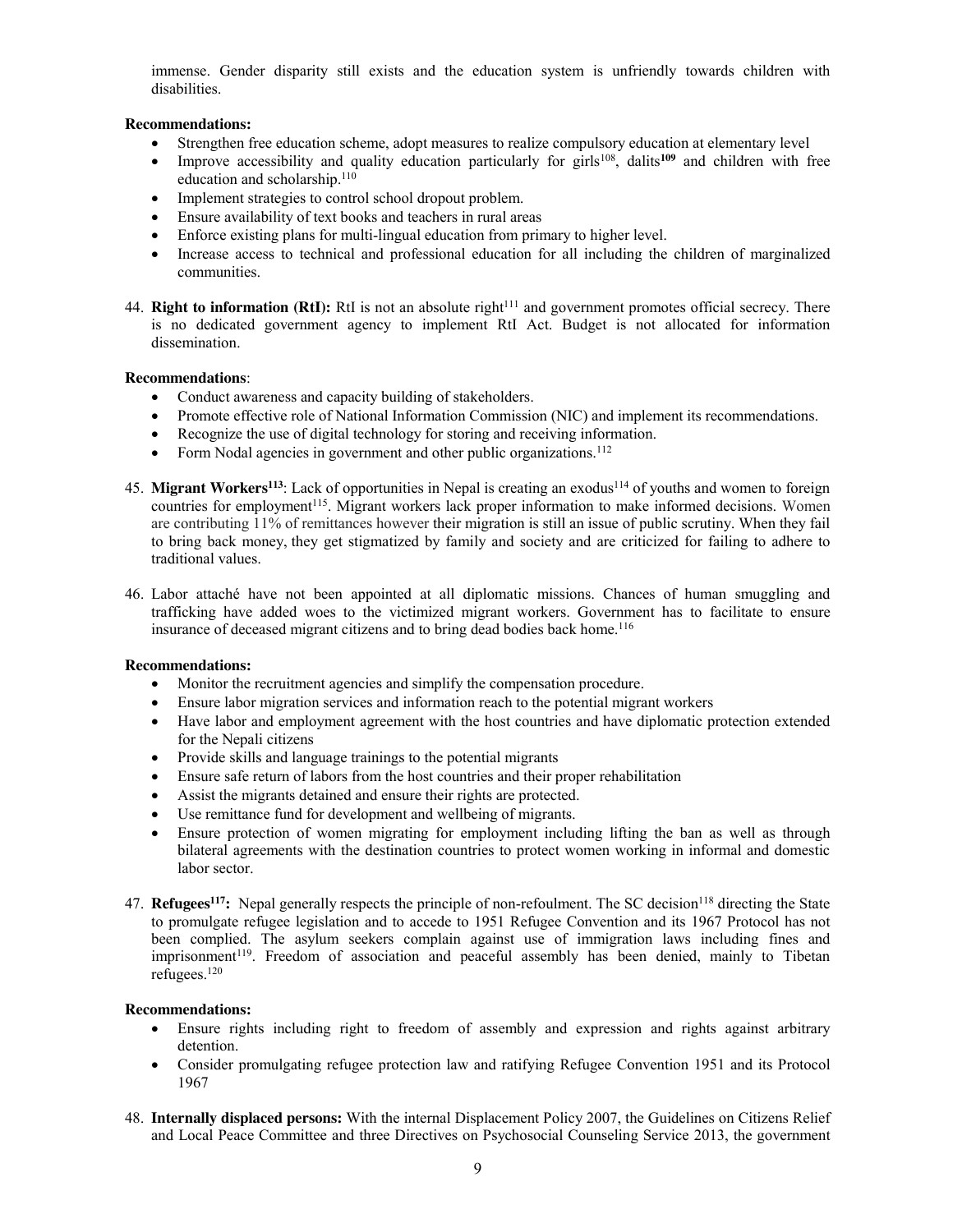immense. Gender disparity still exists and the education system is unfriendly towards children with disabilities.

**Recommendations:**

- Strengthen free education scheme, adopt measures to realize compulsory education at elementary level
- Improve accessibility and quality education particularly for girls[108], dalits[109] and children with free education and scholarship.[110]
- Implement strategies to control school dropout problem.
- Ensure availability of text books and teachers in rural areas
- Enforce existing plans for multi-lingual education from primary to higher level.
- Increase access to technical and professional education for all including the children of marginalized communities.

44. **Right to information (RtI):** RtI is not an absolute right[111] and government promotes official secrecy. There is no dedicated government agency to implement RtI Act. Budget is not allocated for information dissemination.

**Recommendations**:

- Conduct awareness and capacity building of stakeholders.
- Promote effective role of National Information Commission (NIC) and implement its recommendations.
- Recognize the use of digital technology for storing and receiving information.
- Form Nodal agencies in government and other public organizations.[112]

45. **Migrant Workers[113]**: Lack of opportunities in Nepal is creating an exodus[114] of youths and women to foreign countries for employment[115]. Migrant workers lack proper information to make informed decisions. Women are contributing 11% of remittances however their migration is still an issue of public scrutiny. When they fail to bring back money, they get stigmatized by family and society and are criticized for failing to adhere to traditional values.

46. Labor attaché have not been appointed at all diplomatic missions. Chances of human smuggling and trafficking have added woes to the victimized migrant workers. Government has to facilitate to ensure insurance of deceased migrant citizens and to bring dead bodies back home.[116]

**Recommendations:**

- Monitor the recruitment agencies and simplify the compensation procedure.
- Ensure labor migration services and information reach to the potential migrant workers
- Have labor and employment agreement with the host countries and have diplomatic protection extended for the Nepali citizens
- Provide skills and language trainings to the potential migrants
- Ensure safe return of labors from the host countries and their proper rehabilitation
- Assist the migrants detained and ensure their rights are protected.
- Use remittance fund for development and wellbeing of migrants.
- Ensure protection of women migrating for employment including lifting the ban as well as through bilateral agreements with the destination countries to protect women working in informal and domestic labor sector.

47. **Refugees[117]:** Nepal generally respects the principle of non-refoulment. The SC decision[118] directing the State to promulgate refugee legislation and to accede to 1951 Refugee Convention and its 1967 Protocol has not been complied. The asylum seekers complain against use of immigration laws including fines and imprisonment[119]. Freedom of association and peaceful assembly has been denied, mainly to Tibetan refugees.[120]

**Recommendations:**

- Ensure rights including right to freedom of assembly and expression and rights against arbitrary detention.
- Consider promulgating refugee protection law and ratifying Refugee Convention 1951 and its Protocol 1967

48. **Internally displaced persons:** With the internal Displacement Policy 2007, the Guidelines on Citizens Relief and Local Peace Committee and three Directives on Psychosocial Counseling Service 2013, the government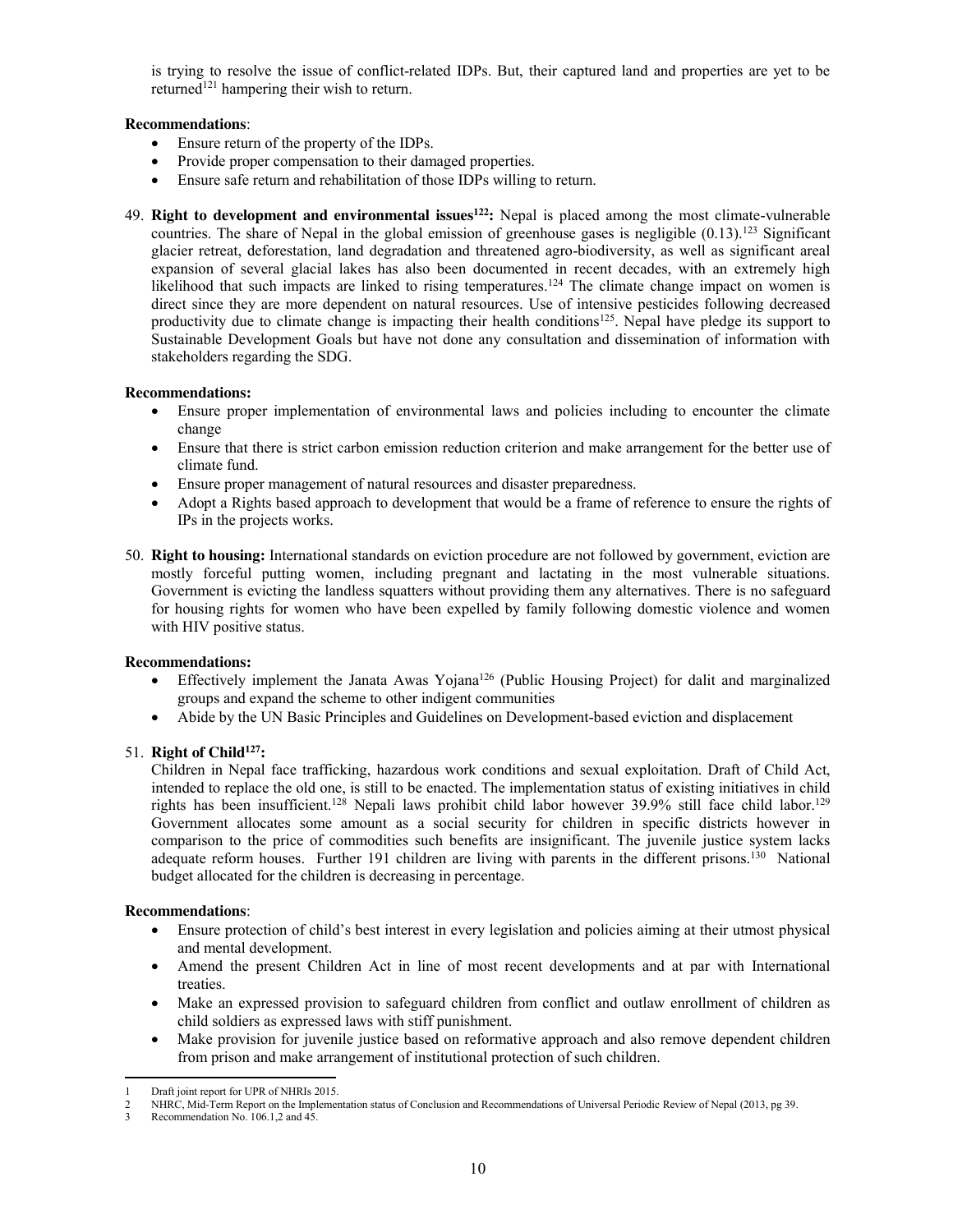is trying to resolve the issue of conflict-related IDPs. But, their captured land and properties are yet to be returned[121] hampering their wish to return.

**Recommendations**:

- Ensure return of the property of the IDPs.
- Provide proper compensation to their damaged properties.
- Ensure safe return and rehabilitation of those IDPs willing to return.

49. **Right to development and environmental issues[122]:** Nepal is placed among the most climate-vulnerable countries. The share of Nepal in the global emission of greenhouse gases is negligible (0.13).[123] Significant glacier retreat, deforestation, land degradation and threatened agro-biodiversity, as well as significant areal expansion of several glacial lakes has also been documented in recent decades, with an extremely high likelihood that such impacts are linked to rising temperatures.[124] The climate change impact on women is direct since they are more dependent on natural resources. Use of intensive pesticides following decreased productivity due to climate change is impacting their health conditions[125]. Nepal have pledge its support to Sustainable Development Goals but have not done any consultation and dissemination of information with stakeholders regarding the SDG.

**Recommendations:**

- Ensure proper implementation of environmental laws and policies including to encounter the climate change
- Ensure that there is strict carbon emission reduction criterion and make arrangement for the better use of climate fund.
- Ensure proper management of natural resources and disaster preparedness.
- Adopt a Rights based approach to development that would be a frame of reference to ensure the rights of IPs in the projects works.

50. **Right to housing:** International standards on eviction procedure are not followed by government, eviction are mostly forceful putting women, including pregnant and lactating in the most vulnerable situations. Government is evicting the landless squatters without providing them any alternatives. There is no safeguard for housing rights for women who have been expelled by family following domestic violence and women with HIV positive status.

**Recommendations:**

- Effectively implement the Janata Awas Yojana[126] (Public Housing Project) for dalit and marginalized groups and expand the scheme to other indigent communities
- Abide by the UN Basic Principles and Guidelines on Development-based eviction and displacement

51. **Right of Child[127]:**

Children in Nepal face trafficking, hazardous work conditions and sexual exploitation. Draft of Child Act, intended to replace the old one, is still to be enacted. The implementation status of existing initiatives in child rights has been insufficient.[128] Nepali laws prohibit child labor however 39.9% still face child labor.[129] Government allocates some amount as a social security for children in specific districts however in comparison to the price of commodities such benefits are insignificant. The juvenile justice system lacks adequate reform houses. Further 191 children are living with parents in the different prisons.[130] National budget allocated for the children is decreasing in percentage.

**Recommendations**:

- Ensure protection of child's best interest in every legislation and policies aiming at their utmost physical and mental development.
- Amend the present Children Act in line of most recent developments and at par with International treaties.
- Make an expressed provision to safeguard children from conflict and outlaw enrollment of children as child soldiers as expressed laws with stiff punishment.
- Make provision for juvenile justice based on reformative approach and also remove dependent children from prison and make arrangement of institutional protection of such children.

---

1 Draft joint report for UPR of NHRIs 2015.
2 NHRC, Mid-Term Report on the Implementation status of Conclusion and Recommendations of Universal Periodic Review of Nepal (2013, pg 39.
3 Recommendation No. 106.1,2 and 45.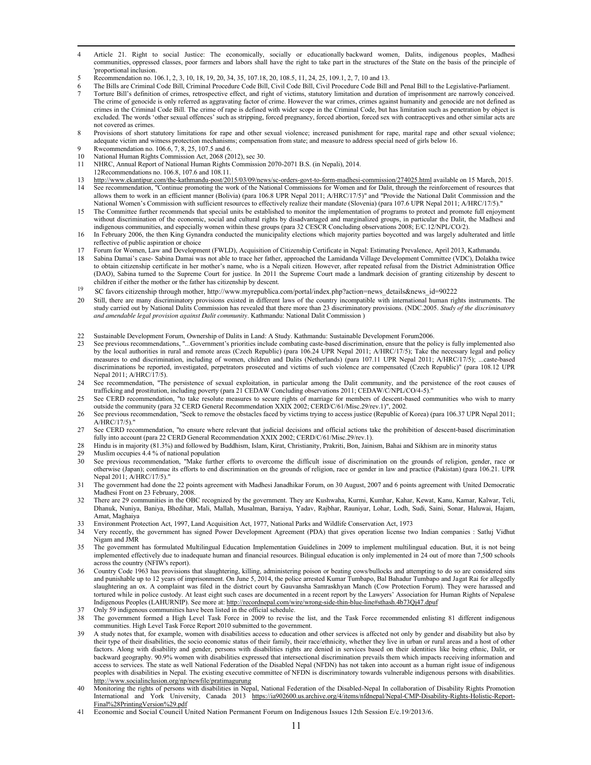4 Article 21. Right to social Justice: The economically, socially or educationally backward women, Dalits, indigenous peoples, Madhesi communities, oppressed classes, poor farmers and labors shall have the right to take part in the structures of the State on the basis of the principle of 'proportional inclusion.

5 Recommendation no. 106.1, 2, 3, 10, 18, 19, 20, 34, 35, 107.18, 20, 108.5, 11, 24, 25, 109.1, 2, 7, 10 and 13.

6 The Bills are Criminal Code Bill, Criminal Procedure Code Bill, Civil Code Bill, Civil Procedure Code Bill and Penal Bill to the Legislative-Parliament.

7 Torture Bill's definition of crimes, retrospective effect, and right of victims, statutory limitation and duration of imprisonment are narrowly conceived. The crime of genocide is only referred as aggravating factor of crime. However the war crimes, crimes against humanity and genocide are not defined as crimes in the Criminal Code Bill. The crime of rape is defined with wider scope in the Criminal Code, but has limitation such as penetration by object is excluded. The words 'other sexual offences' such as stripping, forced pregnancy, forced abortion, forced sex with contraceptives and other similar acts are not covered as crimes.

8 Provisions of short statutory limitations for rape and other sexual violence; increased punishment for rape, marital rape and other sexual violence; adequate victim and witness protection mechanisms; compensation from state; and measure to address special need of girls below 16.

9 Rwcommendation no. 106.6, 7, 8, 25, 107.5 and 6.

10 National Human Rights Commission Act, 2068 (2012), sec 30.

11 NHRC, Annual Report of National Human Rights Commission 2070-2071 B.S. (in Nepali), 2014.

12Recommendations no. 106.8, 107.6 and 108.11.

13 http://www.ekantipur.com/the-kathmandu-post/2015/03/09/news/sc-orders-govt-to-form-madhesi-commission/274025.html available on 15 March, 2015.

14 See recommendation, "Continue promoting the work of the National Commissions for Women and for Dalit, through the reinforcement of resources that allows them to work in an efficient manner (Bolivia) (para 106.8 UPR Nepal 2011; A/HRC/17/5)" and "Provide the National Dalit Commission and the National Women's Commission with sufficient resources to effectively realize their mandate (Slovenia) (para 107.6 UPR Nepal 2011; A/HRC/17/5)."

15 The Committee further recommends that special units be established to monitor the implementation of programs to protect and promote full enjoyment without discrimination of the economic, social and cultural rights by disadvantaged and marginalized groups, in particular the Dalit, the Madhesi and indigenous communities, and especially women within these groups (para 32 CESCR Concluding observations 2008; E/C.12/NPL/CO/2).

16 In February 2006, the then King Gynandra conducted the municipality elections which majority parties boycotted and was largely adulterated and little reflective of public aspiration or choice

17 Forum for Women, Law and Development (FWLD), Acquisition of Citizenship Certificate in Nepal: Estimating Prevalence, April 2013, Kathmandu.

18 Sabina Damai's case- Sabina Damai was not able to trace her father, approached the Lamidanda Village Development Committee (VDC), Dolakha twice to obtain citizenship certificate in her mother's name, who is a Nepali citizen. However, after repeated refusal from the District Administration Office (DAO), Sabina turned to the Supreme Court for justice. In 2011 the Supreme Court made a landmark decision of granting citizenship by descent to children if either the mother or the father has citizenship by descent.

19 SC favors citizenship through mother, http://www.myrepublica.com/portal/index.php?action=news_details&news_id=90222

20 Still, there are many discriminatory provisions existed in different laws of the country incompatible with international human rights instruments. The study carried out by National Dalits Commission has revealed that there more than 23 discriminatory provisions. (NDC.2005. *Study of the discriminatory and amendable legal provision against Dalit community*. Kathmandu: National Dalit Commission )

22 Sustainable Development Forum, Ownership of Dalits in Land: A Study. Kathmandu: Sustainable Development Forum2006.

23 See previous recommendations, "...Government's priorities include combating caste-based discrimination, ensure that the policy is fully implemented also by the local authorities in rural and remote areas (Czech Republic) (para 106.24 UPR Nepal 2011; A/HRC/17/5); Take the necessary legal and policy measures to end discrimination, including of women, children and Dalits (Netherlands) (para 107.11 UPR Nepal 2011; A/HRC/17/5); ...caste-based discriminations be reported, investigated, perpetrators prosecuted and victims of such violence are compensated (Czech Republic)" (para 108.12 UPR Nepal 2011; A/HRC/17/5).

24 See recommendation, "The persistence of sexual exploitation, in particular among the Dalit community, and the persistence of the root causes of trafficking and prostitution, including poverty (para 21 CEDAW Concluding observations 2011; CEDAW/C/NPL/CO/4-5)."

25 See CERD recommendation, "to take resolute measures to secure rights of marriage for members of descent-based communities who wish to marry outside the community (para 32 CERD General Recommendation XXIX 2002; CERD/C/61/Misc.29/rev.1)", 2002.

26 See previous recommendation, "Seek to remove the obstacles faced by victims trying to access justice (Republic of Korea) (para 106.37 UPR Nepal 2011; A/HRC/17/5)."

27 See CERD recommendation, "to ensure where relevant that judicial decisions and official actions take the prohibition of descent-based discrimination fully into account (para 22 CERD General Recommendation XXIX 2002; CERD/C/61/Misc.29/rev.1).

28 Hindu is in majority (81.3%) and followed by Buddhism, Islam, Kirat, Christianity, Prakriti, Bon, Jainism, Bahai and Sikhism are in minority status

29 Muslim occupies 4.4 % of national population

30 See previous recommendation, "Make further efforts to overcome the difficult issue of discrimination on the grounds of religion, gender, race or otherwise (Japan); continue its efforts to end discrimination on the grounds of religion, race or gender in law and practice (Pakistan) (para 106.21. UPR Nepal 2011; A/HRC/17/5)."

31 The government had done the 22 points agreement with Madhesi Janadhikar Forum, on 30 August, 2007 and 6 points agreement with United Democratic Madhesi Front on 23 February, 2008.

32 There are 29 communities in the OBC recognized by the government. They are Kushwaha, Kurmi, Kumhar, Kahar, Kewat, Kanu, Kamar, Kalwar, Teli, Dhanuk, Nuniya, Baniya, Bhedihar, Mali, Mallah, Musalman, Baraiya, Yadav, Rajbhar, Rauniyar, Lohar, Lodh, Sudi, Saini, Sonar, Haluwai, Hajam, Amat, Maghaiya

33 Environment Protection Act, 1997, Land Acquisition Act, 1977, National Parks and Wildlife Conservation Act, 1973

34 Very recently, the government has signed Power Development Agreement (PDA) that gives operation license two Indian companies : Satluj Vidhut Nigam and JMR

35 The government has formulated Multilingual Education Implementation Guidelines in 2009 to implement multilingual education. But, it is not being implemented effectively due to inadequate human and financial resources. Bilingual education is only implemented in 24 out of more than 7,500 schools across the country (NFIW's report).

36 Country Code 1963 has provisions that slaughtering, killing, administering poison or beating cows/bullocks and attempting to do so are considered sins and punishable up to 12 years of imprisonment. On June 5, 2014, the police arrested Kumar Tumbapo, Bal Bahadur Tumbapo and Jagat Rai for allegedly slaughtering an ox. A complaint was filed in the district court by Gauvansha Samraskhyan Manch (Cow Protection Forum). They were harassed and tortured while in police custody. At least eight such cases are documented in a recent report by the Lawyers' Association for Human Rights of Nepalese Indigenous Peoples (LAHURNIP). See more at: http://recordnepal.com/wire/wrong-side-thin-blue-line#sthash.4b73Qj47.dpuf

37 Only 59 indigenous communities have been listed in the official schedule.

38 The government formed a High Level Task Force in 2009 to revise the list, and the Task Force recommended enlisting 81 different indigenous communities. High Level Task Force Report 2010 submitted to the government.

39 A study notes that, for example, women with disabilities access to education and other services is affected not only by gender and disability but also by their type of their disabilities, the socio economic status of their family, their race/ethnicity, whether they live in urban or rural areas and a host of other factors. Along with disability and gender, persons with disabilities rights are denied in services based on their identities like being ethnic, Dalit, or backward geography. 90.9% women with disabilities expressed that intersectional discrimination prevails them which impacts receiving information and access to services. The state as well National Federation of the Disabled Nepal (NFDN) has not taken into account as a human right issue of indigenous peoples with disabilities in Nepal. The existing executive committee of NFDN is discriminatory towards vulnerable indigenous persons with disabilities. http://www.socialinclusion.org/np/newfile/pratimagurung

40 Monitoring the rights of persons with disabilities in Nepal, National Federation of the Disabled-Nepal In collaboration of Disability Rights Promotion International and York University, Canada 2013 https://ia902600.us.archive.org/4/items/nfdnepal/Nepal-CMP-Disability-Rights-Holistic-Report-Final%28PrintingVersion%29.pdf

41 Economic and Social Council United Nation Permanent Forum on Indigenous Issues 12th Session E/c.19/2013/6.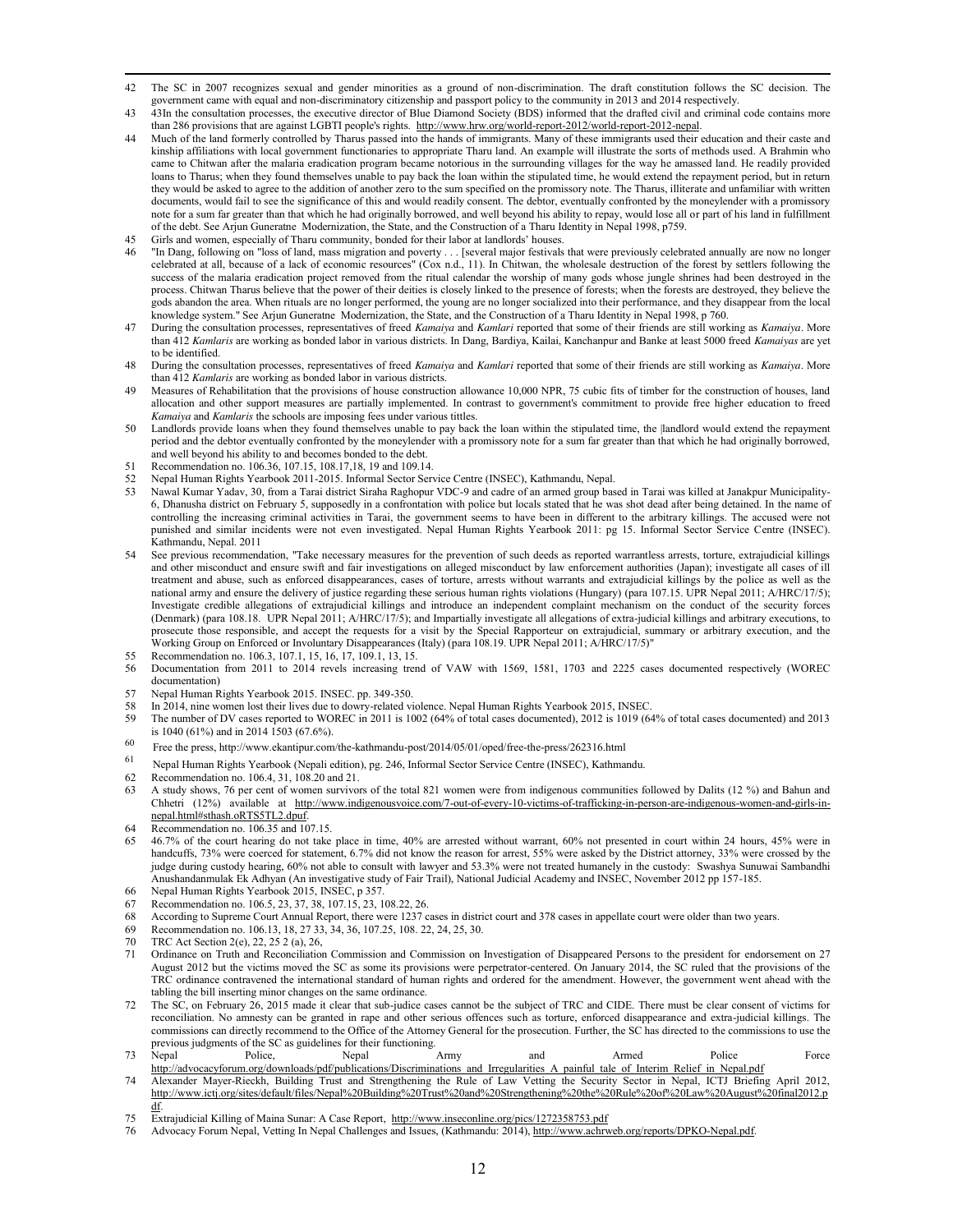42 The SC in 2007 recognizes sexual and gender minorities as a ground of non-discrimination. The draft constitution follows the SC decision. The government came with equal and non-discriminatory citizenship and passport policy to the community in 2013 and 2014 respectively.

43 43In the consultation processes, the executive director of Blue Diamond Society (BDS) informed that the drafted civil and criminal code contains more than 286 provisions that are against LGBTI people's rights. http://www.hrw.org/world-report-2012/world-report-2012-nepal.

44 Much of the land formerly controlled by Tharus passed into the hands of immigrants. Many of these immigrants used their education and their caste and kinship affiliations with local government functionaries to appropriate Tharu land. An example will illustrate the sorts of methods used. A Brahmin who came to Chitwan after the malaria eradication program became notorious in the surrounding villages for the way he amassed land. He readily provided loans to Tharus; when they found themselves unable to pay back the loan within the stipulated time, he would extend the repayment period, but in return they would be asked to agree to the addition of another zero to the sum specified on the promissory note. The Tharus, illiterate and unfamiliar with written documents, would fail to see the significance of this and would readily consent. The debtor, eventually confronted by the moneylender with a promissory note for a sum far greater than that which he had originally borrowed, and well beyond his ability to repay, would lose all or part of his land in fulfillment of the debt. See Arjun Guneratne Modernization, the State, and the Construction of a Tharu Identity in Nepal 1998, p759.

45 Girls and women, especially of Tharu community, bonded for their labor at landlords' houses.

46 "In Dang, following on "loss of land, mass migration and poverty . . . [several major festivals that were previously celebrated annually are now no longer celebrated at all, because of a lack of economic resources" (Cox n.d., 11). In Chitwan, the wholesale destruction of the forest by settlers following the success of the malaria eradication project removed from the ritual calendar the worship of many gods whose jungle shrines had been destroyed in the process. Chitwan Tharus believe that the power of their deities is closely linked to the presence of forests; when the forests are destroyed, they believe the gods abandon the area. When rituals are no longer performed, the young are no longer socialized into their performance, and they disappear from the local knowledge system." See Arjun Guneratne Modernization, the State, and the Construction of a Tharu Identity in Nepal 1998, p 760.

47 During the consultation processes, representatives of freed *Kamaiya* and *Kamlari* reported that some of their friends are still working as *Kamaiya*. More than 412 *Kamlaris* are working as bonded labor in various districts. In Dang, Bardiya, Kailai, Kanchanpur and Banke at least 5000 freed *Kamaiyas* are yet to be identified.

48 During the consultation processes, representatives of freed *Kamaiya* and *Kamlari* reported that some of their friends are still working as *Kamaiya*. More than 412 *Kamlaris* are working as bonded labor in various districts.

49 Measures of Rehabilitation that the provisions of house construction allowance 10,000 NPR, 75 cubic fits of timber for the construction of houses, land allocation and other support measures are partially implemented. In contrast to government's commitment to provide free higher education to freed *Kamaiya* and *Kamlaris* the schools are imposing fees under various tittles.

50 Landlords provide loans when they found themselves unable to pay back the loan within the stipulated time, the |landlord would extend the repayment period and the debtor eventually confronted by the moneylender with a promissory note for a sum far greater than that which he had originally borrowed, and well beyond his ability to and becomes bonded to the debt.

51 Recommendation no. 106.36, 107.15, 108.17,18, 19 and 109.14.

52 Nepal Human Rights Yearbook 2011-2015. Informal Sector Service Centre (INSEC), Kathmandu, Nepal.

53 Nawal Kumar Yadav, 30, from a Tarai district Siraha Raghopur VDC-9 and cadre of an armed group based in Tarai was killed at Janakpur Municipality-6, Dhanusha district on February 5, supposedly in a confrontation with police but locals stated that he was shot dead after being detained. In the name of controlling the increasing criminal activities in Tarai, the government seems to have been in different to the arbitrary killings. The accused were not punished and similar incidents were not even investigated. Nepal Human Rights Yearbook 2011: pg 15. Informal Sector Service Centre (INSEC). Kathmandu, Nepal. 2011

54 See previous recommendation, "Take necessary measures for the prevention of such deeds as reported warrantless arrests, torture, extrajudicial killings and other misconduct and ensure swift and fair investigations on alleged misconduct by law enforcement authorities (Japan); investigate all cases of ill treatment and abuse, such as enforced disappearances, cases of torture, arrests without warrants and extrajudicial killings by the police as well as the national army and ensure the delivery of justice regarding these serious human rights violations (Hungary) (para 107.15. UPR Nepal 2011; A/HRC/17/5); Investigate credible allegations of extrajudicial killings and introduce an independent complaint mechanism on the conduct of the security forces (Denmark) (para 108.18. UPR Nepal 2011; A/HRC/17/5); and Impartially investigate all allegations of extra-judicial killings and arbitrary executions, to prosecute those responsible, and accept the requests for a visit by the Special Rapporteur on extrajudicial, summary or arbitrary execution, and the Working Group on Enforced or Involuntary Disappearances (Italy) (para 108.19. UPR Nepal 2011; A/HRC/17/5)"

55 Recommendation no. 106.3, 107.1, 15, 16, 17, 109.1, 13, 15.

56 Documentation from 2011 to 2014 revels increasing trend of VAW with 1569, 1581, 1703 and 2225 cases documented respectively (WOREC documentation)

57 Nepal Human Rights Yearbook 2015. INSEC. pp. 349-350.

58 In 2014, nine women lost their lives due to dowry-related violence. Nepal Human Rights Yearbook 2015, INSEC.

59 The number of DV cases reported to WOREC in 2011 is 1002 (64% of total cases documented), 2012 is 1019 (64% of total cases documented) and 2013 is 1040 (61%) and in 2014 1503 (67.6%).

60 Free the press, http://www.ekantipur.com/the-kathmandu-post/2014/05/01/oped/free-the-press/262316.html

61 Nepal Human Rights Yearbook (Nepali edition), pg. 246, Informal Sector Service Centre (INSEC), Kathmandu.

62 Recommendation no. 106.4, 31, 108.20 and 21.

63 A study shows, 76 per cent of women survivors of the total 821 women were from indigenous communities followed by Dalits (12 %) and Bahun and Chhetri (12%) available at http://www.indigenousvoice.com/7-out-of-every-10-victims-of-trafficking-in-person-are-indigenous-women-and-girls-in-nepal.html#sthash.oRTS5TL2.dpuf.

64 Recommendation no. 106.35 and 107.15.

65 46.7% of the court hearing do not take place in time, 40% are arrested without warrant, 60% not presented in court within 24 hours, 45% were in handcuffs, 73% were coerced for statement, 6.7% did not know the reason for arrest, 55% were asked by the District attorney, 33% were crossed by the judge during custody hearing, 60% not able to consult with lawyer and 53.3% were not treated humanely in the custody: Swashya Sunuwai Sambandhi Anushandanmulak Ek Adhyan (An investigative study of Fair Trail), National Judicial Academy and INSEC, November 2012 pp 157-185.

66 Nepal Human Rights Yearbook 2015, INSEC, p 357.

67 Recommendation no. 106.5, 23, 37, 38, 107.15, 23, 108.22, 26.

68 According to Supreme Court Annual Report, there were 1237 cases in district court and 378 cases in appellate court were older than two years.

69 Recommendation no. 106.13, 18, 27 33, 34, 36, 107.25, 108. 22, 24, 25, 30.

70 TRC Act Section 2(e), 22, 25 2 (a), 26,

71 Ordinance on Truth and Reconciliation Commission and Commission on Investigation of Disappeared Persons to the president for endorsement on 27 August 2012 but the victims moved the SC as some its provisions were perpetrator-centered. On January 2014, the SC ruled that the provisions of the TRC ordinance contravened the international standard of human rights and ordered for the amendment. However, the government went ahead with the tabling the bill inserting minor changes on the same ordinance.

72 The SC, on February 26, 2015 made it clear that sub-judice cases cannot be the subject of TRC and CIDE. There must be clear consent of victims for reconciliation. No amnesty can be granted in rape and other serious offences such as torture, enforced disappearance and extra-judicial killings. The commissions can directly recommend to the Office of the Attorney General for the prosecution. Further, the SC has directed to the commissions to use the previous judgments of the SC as guidelines for their functioning.

73 Nepal Police, Nepal Army and Armed Police Force http://advocacyforum.org/downloads/pdf/publications/Discriminations_and_Irregularities_A_painful_tale_of_Interim_Relief_in_Nepal.pdf

74 Alexander Mayer-Rieckh, Building Trust and Strengthening the Rule of Law Vetting the Security Sector in Nepal, ICTJ Briefing April 2012, http://www.ictj.org/sites/default/files/Nepal%20Building%20Trust%20and%20Strengthening%20the%20Rule%20of%20Law%20August%20final2012.pdf.

75 Extrajudicial Killing of Maina Sunar: A Case Report, http://www.inseconline.org/pics/1272358753.pdf

76 Advocacy Forum Nepal, Vetting In Nepal Challenges and Issues, (Kathmandu: 2014), http://www.achrweb.org/reports/DPKO-Nepal.pdf.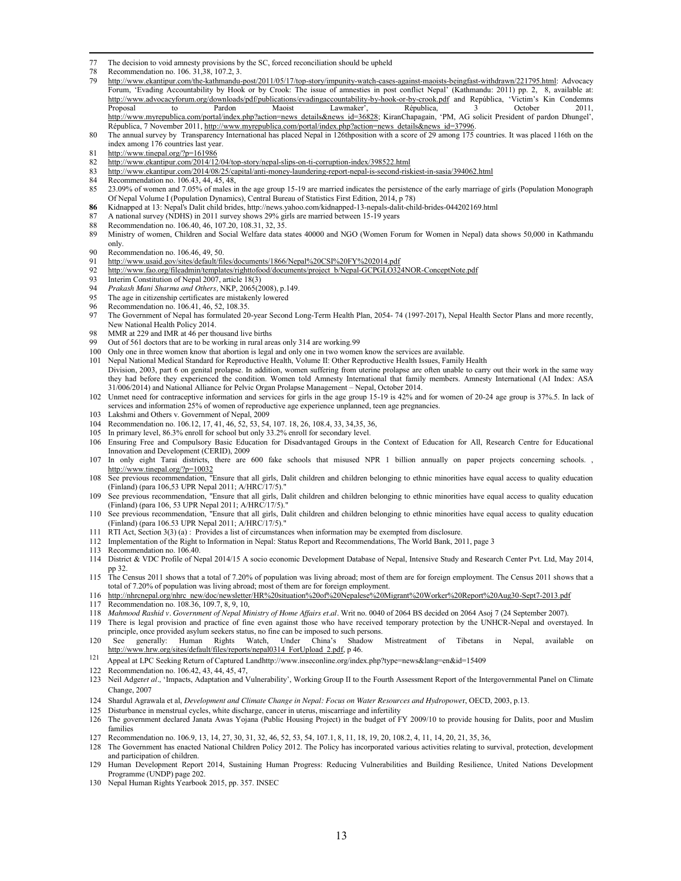77 The decision to void amnesty provisions by the SC, forced reconciliation should be upheld

78 Recommendation no. 106. 31,38, 107.2, 3.

79 http://www.ekantipur.com/the-kathmandu-post/2011/05/17/top-story/impunity-watch-cases-against-maoists-beingfast-withdrawn/221795.html: Advocacy Forum, 'Evading Accountability by Hook or by Crook: The issue of amnesties in post conflict Nepal' (Kathmandu: 2011) pp. 2, 8, available at: http://www.advocacyforum.org/downloads/pdf/publications/evadingaccountability-by-hook-or-by-crook.pdf and República, 'Victim's Kin Condemns Proposal to Pardon Maoist Lawmaker', República, 3 October 2011, http://www.myrepublica.com/portal/index.php?action=news_details&news_id=36828; KiranChapagain, 'PM, AG solicit President of pardon Dhungel', República, 7 November 2011, http://www.myrepublica.com/portal/index.php?action=news_details&news_id=37996.

80 The annual survey by Transparency International has placed Nepal in 126thposition with a score of 29 among 175 countries. It was placed 116th on the index among 176 countries last year.

81 http://www.tinepal.org/?p=161986

82 http://www.ekantipur.com/2014/12/04/top-story/nepal-slips-on-ti-corruption-index/398522.html

83 http://www.ekantipur.com/2014/08/25/capital/anti-money-laundering-report-nepal-is-second-riskiest-in-sasia/394062.html

84 Recommendation no. 106.43, 44, 45, 48,

85 23.09% of women and 7.05% of males in the age group 15-19 are married indicates the persistence of the early marriage of girls (Population Monograph Of Nepal Volume I (Population Dynamics), Central Bureau of Statistics First Edition, 2014, p 78)

**86** Kidnapped at 13: Nepal's Dalit child brides, http://news.yahoo.com/kidnapped-13-nepals-dalit-child-brides-044202169.html

87 A national survey (NDHS) in 2011 survey shows 29% girls are married between 15-19 years

88 Recommendation no. 106.40, 46, 107.20, 108.31, 32, 35.

89 Ministry of women, Children and Social Welfare data states 40000 and NGO (Women Forum for Women in Nepal) data shows 50,000 in Kathmandu only.

90 Recommendation no. 106.46, 49, 50.

91 http://www.usaid.gov/sites/default/files/documents/1866/Nepal%20CSI%20FY%202014.pdf

92 http://www.fao.org/fileadmin/templates/righttofood/documents/project_b/Nepal-GCPGLO324NOR-ConceptNote.pdf

93 Interim Constitution of Nepal 2007, article 18(3)

94 *Prakash Mani Sharma and Others*, NKP, 2065(2008), p.149.

95 The age in citizenship certificates are mistakenly lowered

96 Recommendation no. 106.41, 46, 52, 108.35.

97 The Government of Nepal has formulated 20-year Second Long-Term Health Plan, 2054- 74 (1997-2017), Nepal Health Sector Plans and more recently, New National Health Policy 2014.

98 MMR at 229 and IMR at 46 per thousand live births

99 Out of 561 doctors that are to be working in rural areas only 314 are working.99

100 Only one in three women know that abortion is legal and only one in two women know the services are available.

101 Nepal National Medical Standard for Reproductive Health, Volume II: Other Reproductive Health Issues, Family Health Division, 2003, part 6 on genital prolapse. In addition, women suffering from uterine prolapse are often unable to carry out their work in the same way they had before they experienced the condition. Women told Amnesty International that family members. Amnesty International (AI Index: ASA 31/006/2014) and National Alliance for Pelvic Organ Prolapse Management – Nepal, October 2014.

102 Unmet need for contraceptive information and services for girls in the age group 15-19 is 42% and for women of 20-24 age group is 37%.5. In lack of services and information 25% of women of reproductive age experience unplanned, teen age pregnancies.

103 Lakshmi and Others v. Government of Nepal, 2009

104 Recommendation no. 106.12, 17, 41, 46, 52, 53, 54, 107. 18, 26, 108.4, 33, 34,35, 36,

105 In primary level, 86.3% enroll for school but only 33.2% enroll for secondary level.

106 Ensuring Free and Compulsory Basic Education for Disadvantaged Groups in the Context of Education for All, Research Centre for Educational Innovation and Development (CERID), 2009

107 In only eight Tarai districts, there are 600 fake schools that misused NPR 1 billion annually on paper projects concerning schools. , http://www.tinepal.org/?p=10032

108 See previous recommendation, "Ensure that all girls, Dalit children and children belonging to ethnic minorities have equal access to quality education (Finland) (para 106,53 UPR Nepal 2011; A/HRC/17/5)."

109 See previous recommendation, "Ensure that all girls, Dalit children and children belonging to ethnic minorities have equal access to quality education (Finland) (para 106, 53 UPR Nepal 2011; A/HRC/17/5)."

110 See previous recommendation, "Ensure that all girls, Dalit children and children belonging to ethnic minorities have equal access to quality education (Finland) (para 106.53 UPR Nepal 2011; A/HRC/17/5)."

111 RTI Act, Section 3(3) (a) : Provides a list of circumstances when information may be exempted from disclosure.

112 Implementation of the Right to Information in Nepal: Status Report and Recommendations, The World Bank, 2011, page 3

113 Recommendation no. 106.40.

114 District & VDC Profile of Nepal 2014/15 A socio economic Development Database of Nepal, Intensive Study and Research Center Pvt. Ltd, May 2014, pp 32.

115 The Census 2011 shows that a total of 7.20% of population was living abroad; most of them are for foreign employment. The Census 2011 shows that a total of 7.20% of population was living abroad; most of them are for foreign employment.

116 http://nhrcnepal.org/nhrc_new/doc/newsletter/HR%20situation%20of%20Nepalese%20Migrant%20Worker%20Report%20Aug30-Sept7-2013.pdf

117 Recommendation no. 108.36, 109.7, 8, 9, 10,

118 *Mahmood Rashid v. Government of Nepal Ministry of Home Affairs et.al*. Writ no. 0040 of 2064 BS decided on 2064 Asoj 7 (24 September 2007).

119 There is legal provision and practice of fine even against those who have received temporary protection by the UNHCR-Nepal and overstayed. In principle, once provided asylum seekers status, no fine can be imposed to such persons.

120 See generally: Human Rights Watch, Under China's Shadow Mistreatment of Tibetans in Nepal, available on http://www.hrw.org/sites/default/files/reports/nepal0314_ForUpload_2.pdf, p 46.

121 Appeal at LPC Seeking Return of Captured Landhttp://www.inseconline.org/index.php?type=news&lang=en&id=15409

122 Recommendation no. 106.42, 43, 44, 45, 47,

123 Neil Adger*et al*., 'Impacts, Adaptation and Vulnerability', Working Group II to the Fourth Assessment Report of the Intergovernmental Panel on Climate Change, 2007

124 Shardul Agrawala et al, *Development and Climate Change in Nepal: Focus on Water Resources and Hydropowe*r, OECD, 2003, p.13.

125 Disturbance in menstrual cycles, white discharge, cancer in uterus, miscarriage and infertility

126 The government declared Janata Awas Yojana (Public Housing Project) in the budget of FY 2009/10 to provide housing for Dalits, poor and Muslim families

127 Recommendation no. 106.9, 13, 14, 27, 30, 31, 32, 46, 52, 53, 54, 107.1, 8, 11, 18, 19, 20, 108.2, 4, 11, 14, 20, 21, 35, 36,

128 The Government has enacted National Children Policy 2012. The Policy has incorporated various activities relating to survival, protection, development and participation of children.

129 Human Development Report 2014, Sustaining Human Progress: Reducing Vulnerabilities and Building Resilience, United Nations Development Programme (UNDP) page 202.

130 Nepal Human Rights Yearbook 2015, pp. 357. INSEC